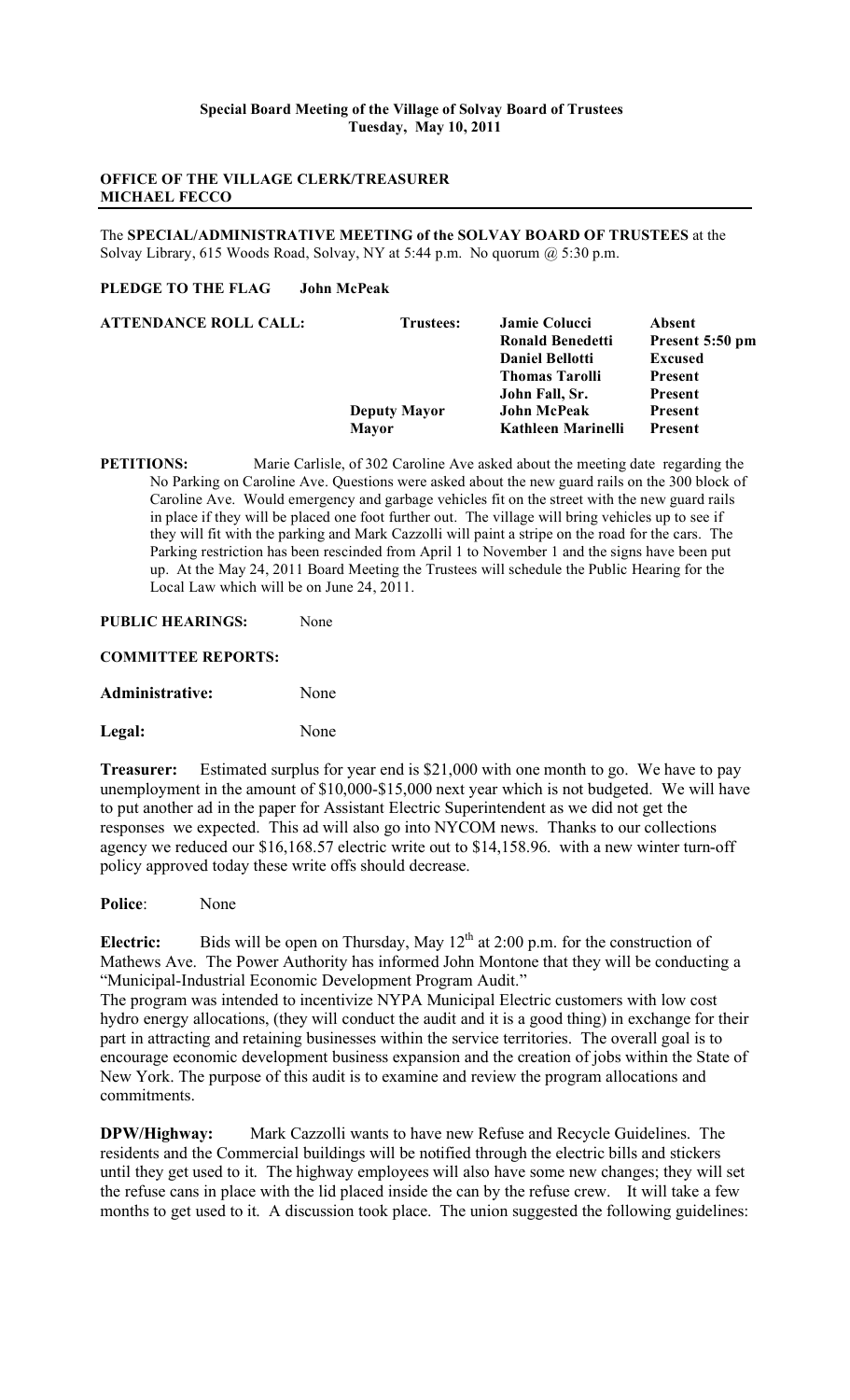**Special Board Meeting of the Village of Solvay Board of Trustees**
**Tuesday, May 10, 2011**

**OFFICE OF THE VILLAGE CLERK/TREASURER**
**MICHAEL FECCO**

---

The **SPECIAL/ADMINISTRATIVE MEETING of the SOLVAY BOARD OF TRUSTEES** at the Solvay Library, 615 Woods Road, Solvay, NY at 5:44 p.m. No quorum @ 5:30 p.m.

**PLEDGE TO THE FLAG John McPeak**

| **ATTENDANCE ROLL CALL:** | **Trustees:** | **Jamie Colucci** | **Absent** |
|---|---|---|---|
| | | **Ronald Benedetti** | **Present 5:50 pm** |
| | | **Daniel Bellotti** | **Excused** |
| | | **Thomas Tarolli** | **Present** |
| | | **John Fall, Sr.** | **Present** |
| | **Deputy Mayor** | **John McPeak** | **Present** |
| | **Mayor** | **Kathleen Marinelli** | **Present** |

**PETITIONS:** Marie Carlisle, of 302 Caroline Ave asked about the meeting date regarding the No Parking on Caroline Ave. Questions were asked about the new guard rails on the 300 block of Caroline Ave. Would emergency and garbage vehicles fit on the street with the new guard rails in place if they will be placed one foot further out. The village will bring vehicles up to see if they will fit with the parking and Mark Cazzolli will paint a stripe on the road for the cars. The Parking restriction has been rescinded from April 1 to November 1 and the signs have been put up. At the May 24, 2011 Board Meeting the Trustees will schedule the Public Hearing for the Local Law which will be on June 24, 2011.

**PUBLIC HEARINGS:** None

**COMMITTEE REPORTS:**

**Administrative:** None

**Legal:** None

**Treasurer:** Estimated surplus for year end is $21,000 with one month to go. We have to pay unemployment in the amount of $10,000-$15,000 next year which is not budgeted. We will have to put another ad in the paper for Assistant Electric Superintendent as we did not get the responses we expected. This ad will also go into NYCOM news. Thanks to our collections agency we reduced our $16,168.57 electric write out to $14,158.96. with a new winter turn-off policy approved today these write offs should decrease.

**Police**: None

**Electric:** Bids will be open on Thursday, May 12th at 2:00 p.m. for the construction of Mathews Ave. The Power Authority has informed John Montone that they will be conducting a "Municipal-Industrial Economic Development Program Audit."

The program was intended to incentivize NYPA Municipal Electric customers with low cost hydro energy allocations, (they will conduct the audit and it is a good thing) in exchange for their part in attracting and retaining businesses within the service territories. The overall goal is to encourage economic development business expansion and the creation of jobs within the State of New York. The purpose of this audit is to examine and review the program allocations and commitments.

**DPW/Highway:** Mark Cazzolli wants to have new Refuse and Recycle Guidelines. The residents and the Commercial buildings will be notified through the electric bills and stickers until they get used to it. The highway employees will also have some new changes; they will set the refuse cans in place with the lid placed inside the can by the refuse crew. It will take a few months to get used to it. A discussion took place. The union suggested the following guidelines: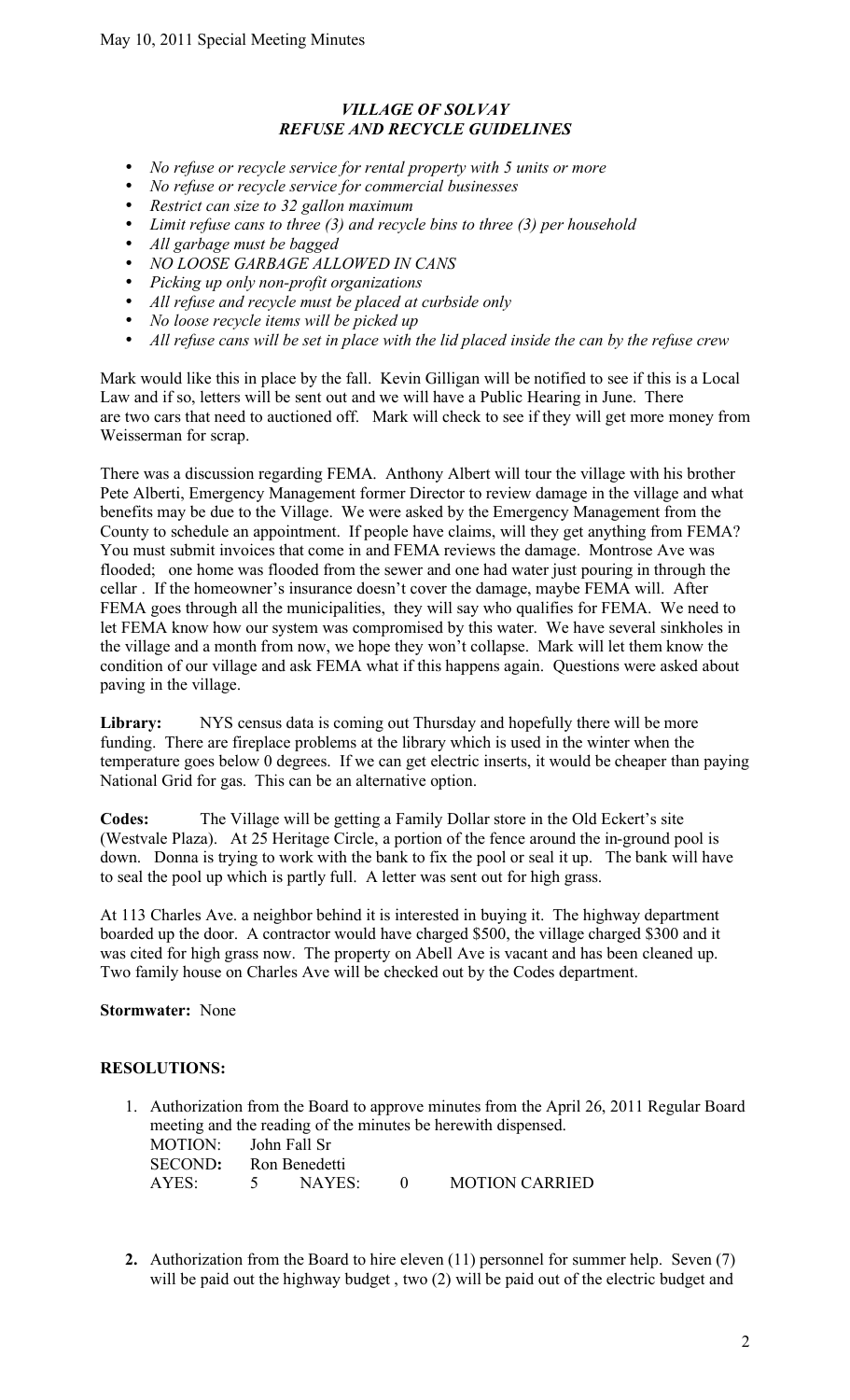***VILLAGE OF SOLVAY***
***REFUSE AND RECYCLE GUIDELINES***

- *No refuse or recycle service for rental property with 5 units or more*
- *No refuse or recycle service for commercial businesses*
- *Restrict can size to 32 gallon maximum*
- *Limit refuse cans to three (3) and recycle bins to three (3) per household*
- *All garbage must be bagged*
- *NO LOOSE GARBAGE ALLOWED IN CANS*
- *Picking up only non-profit organizations*
- *All refuse and recycle must be placed at curbside only*
- *No loose recycle items will be picked up*
- *All refuse cans will be set in place with the lid placed inside the can by the refuse crew*

Mark would like this in place by the fall. Kevin Gilligan will be notified to see if this is a Local Law and if so, letters will be sent out and we will have a Public Hearing in June. There are two cars that need to auctioned off. Mark will check to see if they will get more money from Weisserman for scrap.

There was a discussion regarding FEMA. Anthony Albert will tour the village with his brother Pete Alberti, Emergency Management former Director to review damage in the village and what benefits may be due to the Village. We were asked by the Emergency Management from the County to schedule an appointment. If people have claims, will they get anything from FEMA? You must submit invoices that come in and FEMA reviews the damage. Montrose Ave was flooded; one home was flooded from the sewer and one had water just pouring in through the cellar . If the homeowner's insurance doesn't cover the damage, maybe FEMA will. After FEMA goes through all the municipalities, they will say who qualifies for FEMA. We need to let FEMA know how our system was compromised by this water. We have several sinkholes in the village and a month from now, we hope they won't collapse. Mark will let them know the condition of our village and ask FEMA what if this happens again. Questions were asked about paving in the village.

**Library:** NYS census data is coming out Thursday and hopefully there will be more funding. There are fireplace problems at the library which is used in the winter when the temperature goes below 0 degrees. If we can get electric inserts, it would be cheaper than paying National Grid for gas. This can be an alternative option.

**Codes:** The Village will be getting a Family Dollar store in the Old Eckert's site (Westvale Plaza). At 25 Heritage Circle, a portion of the fence around the in-ground pool is down. Donna is trying to work with the bank to fix the pool or seal it up. The bank will have to seal the pool up which is partly full. A letter was sent out for high grass.

At 113 Charles Ave. a neighbor behind it is interested in buying it. The highway department boarded up the door. A contractor would have charged $500, the village charged $300 and it was cited for high grass now. The property on Abell Ave is vacant and has been cleaned up. Two family house on Charles Ave will be checked out by the Codes department.

**Stormwater:** None

**RESOLUTIONS:**

1. Authorization from the Board to approve minutes from the April 26, 2011 Regular Board meeting and the reading of the minutes be herewith dispensed.
   MOTION: John Fall Sr
   SECOND**:** Ron Benedetti
   AYES: 5 NAYES: 0 MOTION CARRIED

2. Authorization from the Board to hire eleven (11) personnel for summer help. Seven (7) will be paid out the highway budget , two (2) will be paid out of the electric budget and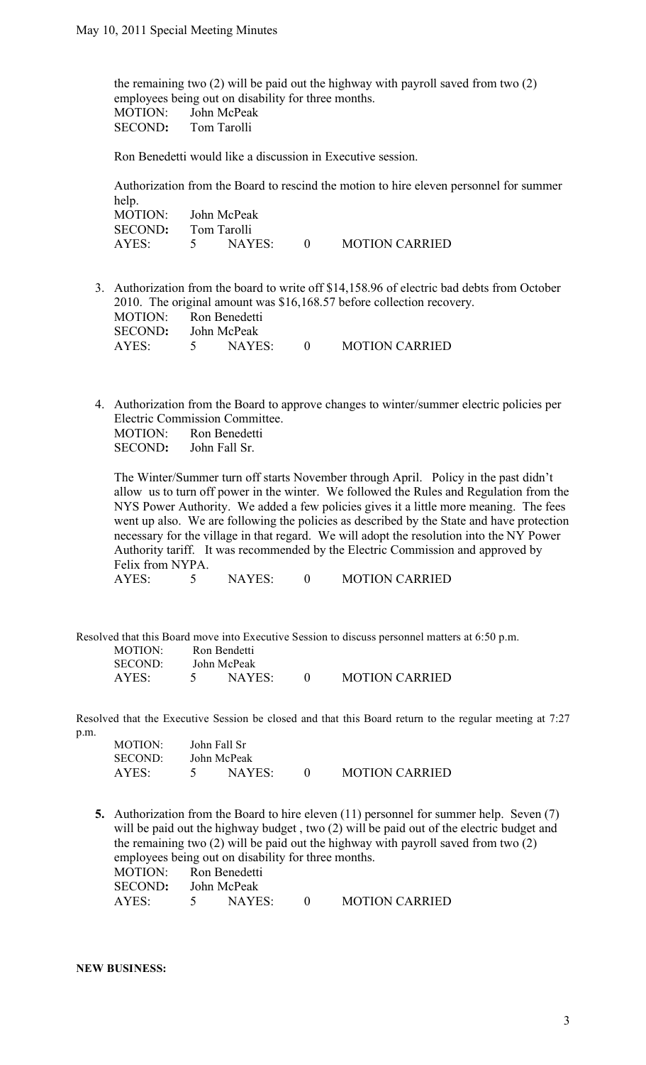the remaining two (2) will be paid out the highway with payroll saved from two (2) employees being out on disability for three months.

MOTION: John McPeak
SECOND**:** Tom Tarolli

Ron Benedetti would like a discussion in Executive session.

Authorization from the Board to rescind the motion to hire eleven personnel for summer help.

MOTION: John McPeak
SECOND**:** Tom Tarolli
AYES: 5 NAYES: 0 MOTION CARRIED

3. Authorization from the board to write off $14,158.96 of electric bad debts from October 2010. The original amount was $16,168.57 before collection recovery.

   MOTION: Ron Benedetti
   SECOND**:** John McPeak
   AYES: 5 NAYES: 0 MOTION CARRIED

4. Authorization from the Board to approve changes to winter/summer electric policies per Electric Commission Committee.

   MOTION: Ron Benedetti
   SECOND**:** John Fall Sr.

   The Winter/Summer turn off starts November through April. Policy in the past didn't allow us to turn off power in the winter. We followed the Rules and Regulation from the NYS Power Authority. We added a few policies gives it a little more meaning. The fees went up also. We are following the policies as described by the State and have protection necessary for the village in that regard. We will adopt the resolution into the NY Power Authority tariff. It was recommended by the Electric Commission and approved by Felix from NYPA.

   AYES: 5 NAYES: 0 MOTION CARRIED

Resolved that this Board move into Executive Session to discuss personnel matters at 6:50 p.m.

MOTION: Ron Bendetti
SECOND: John McPeak
AYES: 5 NAYES: 0 MOTION CARRIED

Resolved that the Executive Session be closed and that this Board return to the regular meeting at 7:27 p.m.

MOTION: John Fall Sr
SECOND: John McPeak
AYES: 5 NAYES: 0 MOTION CARRIED

**5.** Authorization from the Board to hire eleven (11) personnel for summer help. Seven (7) will be paid out the highway budget , two (2) will be paid out of the electric budget and the remaining two (2) will be paid out the highway with payroll saved from two (2) employees being out on disability for three months.

   MOTION: Ron Benedetti
   SECOND**:** John McPeak
   AYES: 5 NAYES: 0 MOTION CARRIED

**NEW BUSINESS:**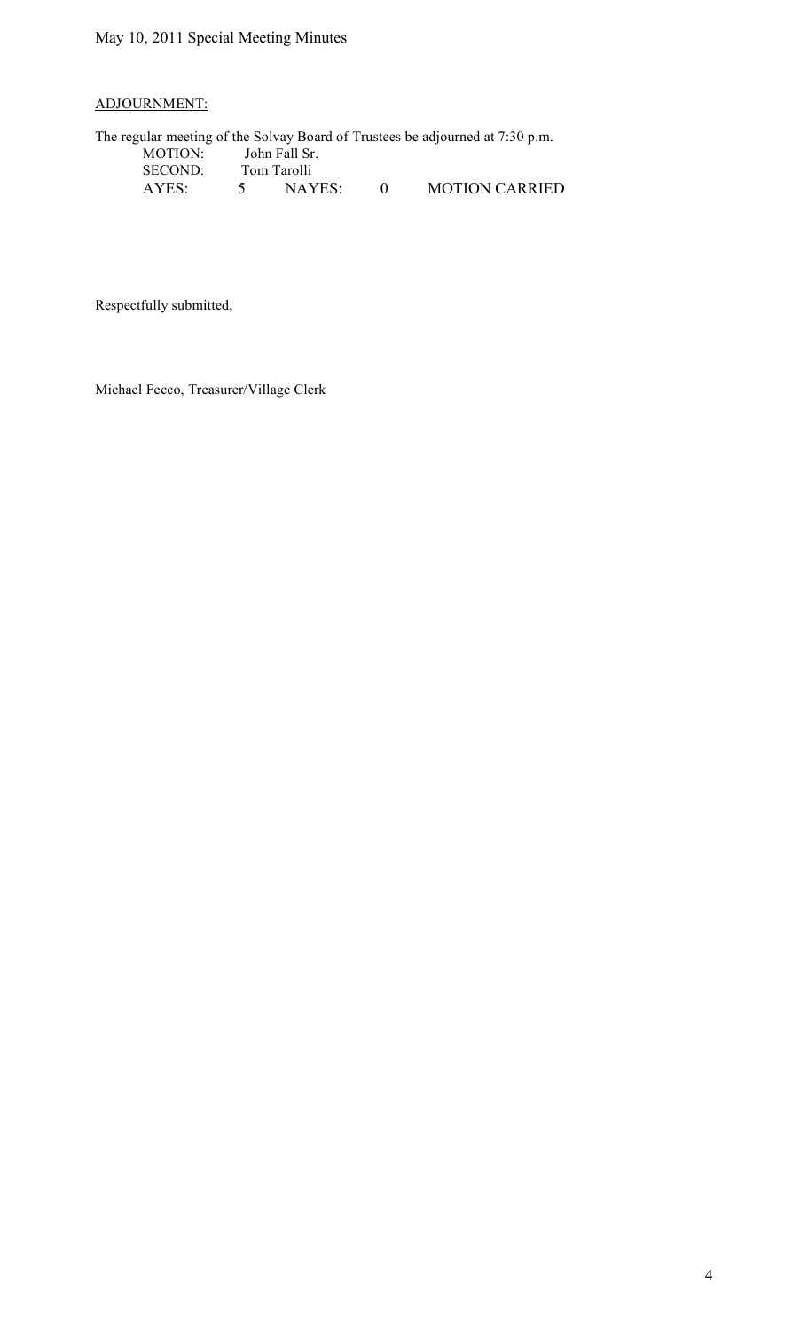ADJOURNMENT:

The regular meeting of the Solvay Board of Trustees be adjourned at 7:30 p.m.

MOTION: John Fall Sr.
SECOND: Tom Tarolli
AYES: 5 NAYES: 0 MOTION CARRIED

Respectfully submitted,

Michael Fecco, Treasurer/Village Clerk